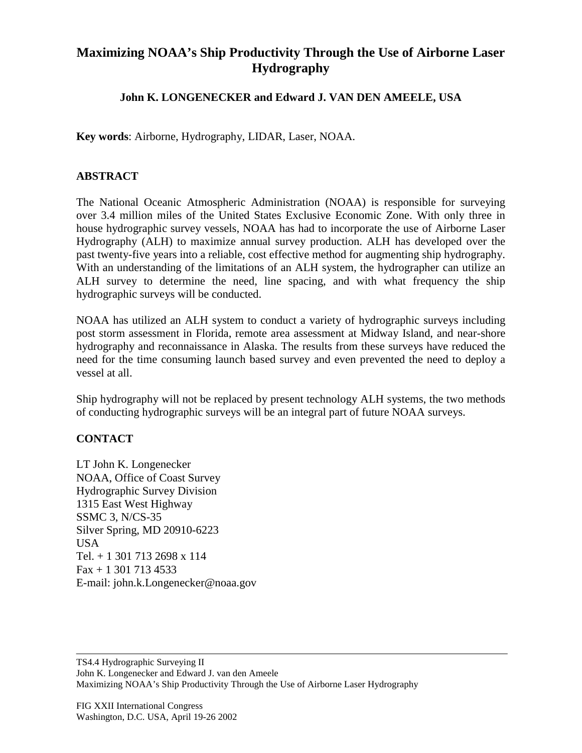# Maximizing NOAA's Ship Productivity Through the Use of Airborne Laser Hydrography

**John K. LONGENECKER and Edward J. VAN DEN AMEELE, USA**

**Key words**: Airborne, Hydrography, LIDAR, Laser, NOAA.

## ABSTRACT

The National Oceanic Atmospheric Administration (NOAA) is responsible for surveying over 3.4 million miles of the United States Exclusive Economic Zone. With only three in house hydrographic survey vessels, NOAA has had to incorporate the use of Airborne Laser Hydrography (ALH) to maximize annual survey production. ALH has developed over the past twenty-five years into a reliable, cost effective method for augmenting ship hydrography. With an understanding of the limitations of an ALH system, the hydrographer can utilize an ALH survey to determine the need, line spacing, and with what frequency the ship hydrographic surveys will be conducted.

NOAA has utilized an ALH system to conduct a variety of hydrographic surveys including post storm assessment in Florida, remote area assessment at Midway Island, and near-shore hydrography and reconnaissance in Alaska. The results from these surveys have reduced the need for the time consuming launch based survey and even prevented the need to deploy a vessel at all.

Ship hydrography will not be replaced by present technology ALH systems, the two methods of conducting hydrographic surveys will be an integral part of future NOAA surveys.

## CONTACT

LT John K. Longenecker
NOAA, Office of Coast Survey
Hydrographic Survey Division
1315 East West Highway
SSMC 3, N/CS-35
Silver Spring, MD 20910-6223
USA
Tel. + 1 301 713 2698 x 114
Fax + 1 301 713 4533
E-mail: john.k.Longenecker@noaa.gov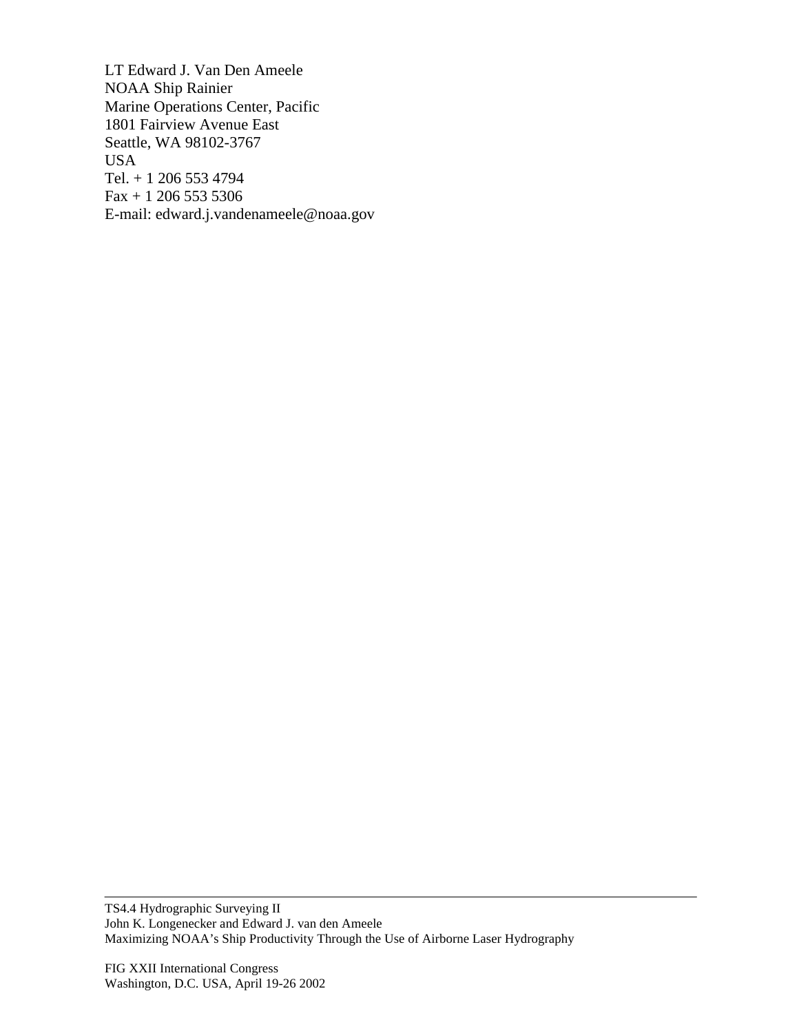LT Edward J. Van Den Ameele
NOAA Ship Rainier
Marine Operations Center, Pacific
1801 Fairview Avenue East
Seattle, WA 98102-3767
USA
Tel. + 1 206 553 4794
Fax + 1 206 553 5306
E-mail: edward.j.vandenameele@noaa.gov